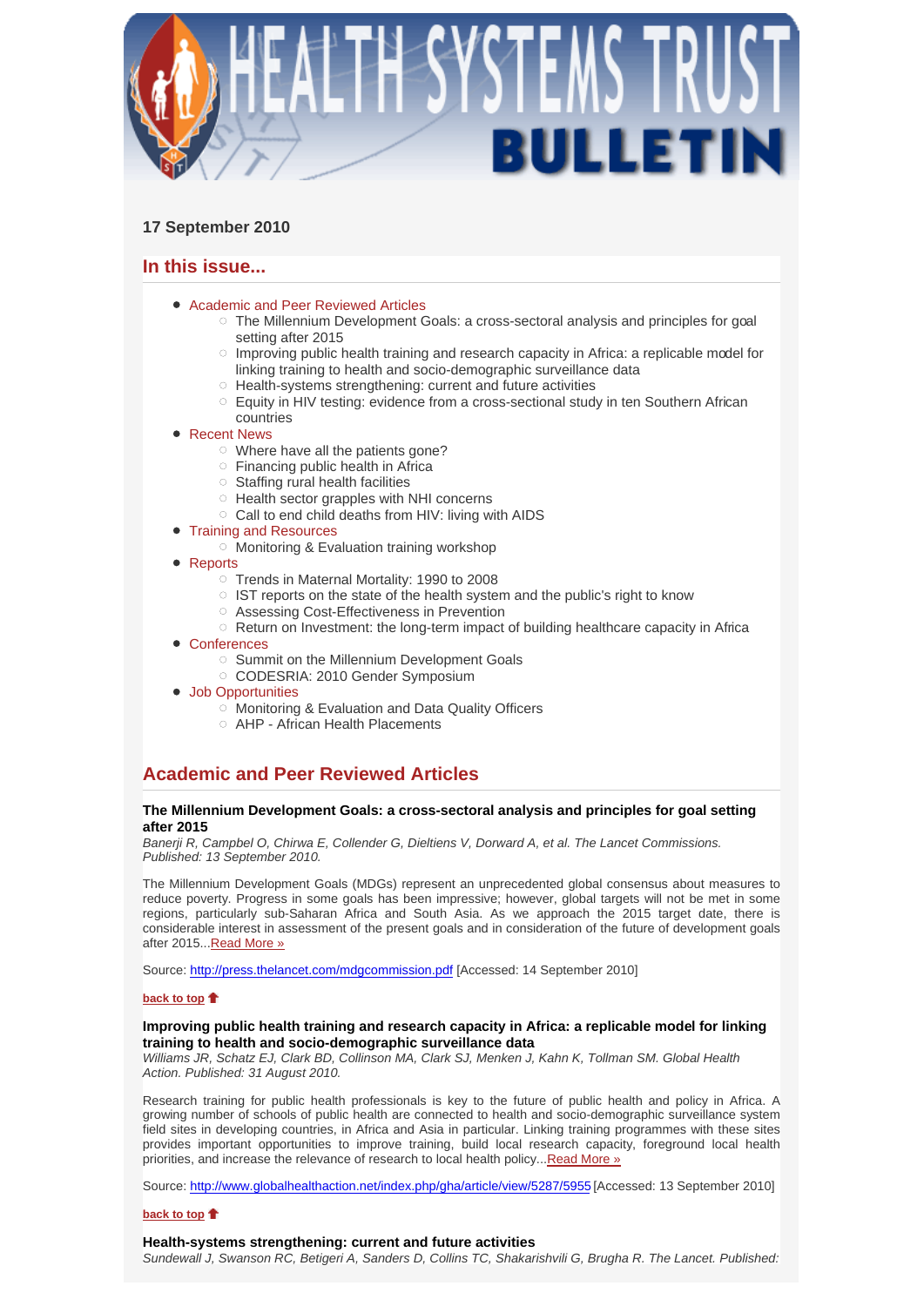# HEALTH SYSTEMS TRUST BULLETIN

**17 September 2010**

## In this issue...

- Academic and Peer Reviewed Articles
  - The Millennium Development Goals: a cross-sectoral analysis and principles for goal setting after 2015
  - Improving public health training and research capacity in Africa: a replicable model for linking training to health and socio-demographic surveillance data
  - Health-systems strengthening: current and future activities
  - Equity in HIV testing: evidence from a cross-sectional study in ten Southern African countries
- Recent News
  - Where have all the patients gone?
  - Financing public health in Africa
  - Staffing rural health facilities
  - Health sector grapples with NHI concerns
  - Call to end child deaths from HIV: living with AIDS
- Training and Resources
  - Monitoring & Evaluation training workshop
- Reports
  - Trends in Maternal Mortality: 1990 to 2008
  - IST reports on the state of the health system and the public's right to know
  - Assessing Cost-Effectiveness in Prevention
  - Return on Investment: the long-term impact of building healthcare capacity in Africa
- Conferences
  - Summit on the Millennium Development Goals
  - CODESRIA: 2010 Gender Symposium
- Job Opportunities
  - Monitoring & Evaluation and Data Quality Officers
  - AHP - African Health Placements

## Academic and Peer Reviewed Articles

**The Millennium Development Goals: a cross-sectoral analysis and principles for goal setting after 2015**
*Banerji R, Campbel O, Chirwa E, Collender G, Dieltiens V, Dorward A, et al. The Lancet Commissions. Published: 13 September 2010.*

The Millennium Development Goals (MDGs) represent an unprecedented global consensus about measures to reduce poverty. Progress in some goals has been impressive; however, global targets will not be met in some regions, particularly sub-Saharan Africa and South Asia. As we approach the 2015 target date, there is considerable interest in assessment of the present goals and in consideration of the future of development goals after 2015...Read More »

Source: http://press.thelancet.com/mdgcommission.pdf [Accessed: 14 September 2010]

**back to top**

**Improving public health training and research capacity in Africa: a replicable model for linking training to health and socio-demographic surveillance data**
*Williams JR, Schatz EJ, Clark BD, Collinson MA, Clark SJ, Menken J, Kahn K, Tollman SM. Global Health Action. Published: 31 August 2010.*

Research training for public health professionals is key to the future of public health and policy in Africa. A growing number of schools of public health are connected to health and socio-demographic surveillance system field sites in developing countries, in Africa and Asia in particular. Linking training programmes with these sites provides important opportunities to improve training, build local research capacity, foreground local health priorities, and increase the relevance of research to local health policy...Read More »

Source: http://www.globalhealthaction.net/index.php/gha/article/view/5287/5955 [Accessed: 13 September 2010]

**back to top**

**Health-systems strengthening: current and future activities**
*Sundewall J, Swanson RC, Betigeri A, Sanders D, Collins TC, Shakarishvili G, Brugha R. The Lancet. Published:*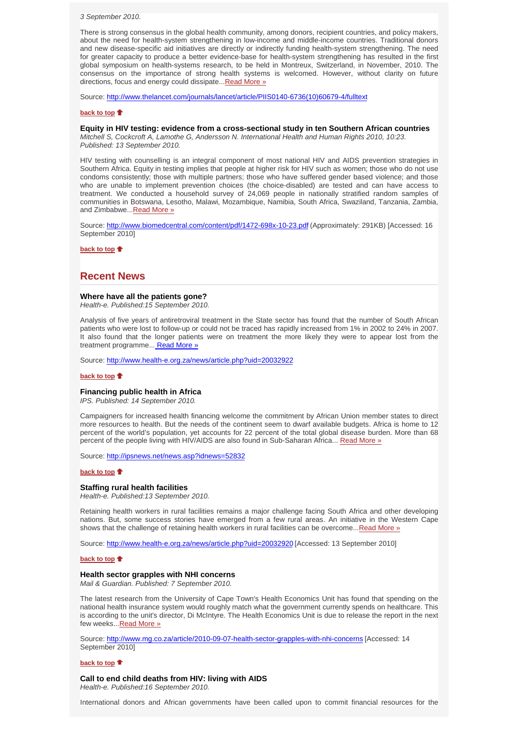*3 September 2010.*

There is strong consensus in the global health community, among donors, recipient countries, and policy makers, about the need for health-system strengthening in low-income and middle-income countries. Traditional donors and new disease-specific aid initiatives are directly or indirectly funding health-system strengthening. The need for greater capacity to produce a better evidence-base for health-system strengthening has resulted in the first global symposium on health-systems research, to be held in Montreux, Switzerland, in November, 2010. The consensus on the importance of strong health systems is welcomed. However, without clarity on future directions, focus and energy could dissipate...Read More »

Source: http://www.thelancet.com/journals/lancet/article/PIIS0140-6736(10)60679-4/fulltext

**back to top**

### Equity in HIV testing: evidence from a cross-sectional study in ten Southern African countries

*Mitchell S, Cockcroft A, Lamothe G, Andersson N. International Health and Human Rights 2010, 10:23. Published: 13 September 2010.*

HIV testing with counselling is an integral component of most national HIV and AIDS prevention strategies in Southern Africa. Equity in testing implies that people at higher risk for HIV such as women; those who do not use condoms consistently; those with multiple partners; those who have suffered gender based violence; and those who are unable to implement prevention choices (the choice-disabled) are tested and can have access to treatment. We conducted a household survey of 24,069 people in nationally stratified random samples of communities in Botswana, Lesotho, Malawi, Mozambique, Namibia, South Africa, Swaziland, Tanzania, Zambia, and Zimbabwe...Read More »

Source: http://www.biomedcentral.com/content/pdf/1472-698x-10-23.pdf (Approximately: 291KB) [Accessed: 16 September 2010]

**back to top**

## Recent News

### Where have all the patients gone?

*Health-e. Published:15 September 2010.*

Analysis of five years of antiretroviral treatment in the State sector has found that the number of South African patients who were lost to follow-up or could not be traced has rapidly increased from 1% in 2002 to 24% in 2007. It also found that the longer patients were on treatment the more likely they were to appear lost from the treatment programme... Read More »

Source: http://www.health-e.org.za/news/article.php?uid=20032922

**back to top**

### Financing public health in Africa

*IPS. Published: 14 September 2010.*

Campaigners for increased health financing welcome the commitment by African Union member states to direct more resources to health. But the needs of the continent seem to dwarf available budgets. Africa is home to 12 percent of the world's population, yet accounts for 22 percent of the total global disease burden. More than 68 percent of the people living with HIV/AIDS are also found in Sub-Saharan Africa... Read More »

Source: http://ipsnews.net/news.asp?idnews=52832

**back to top**

### Staffing rural health facilities

*Health-e. Published:13 September 2010.*

Retaining health workers in rural facilities remains a major challenge facing South Africa and other developing nations. But, some success stories have emerged from a few rural areas. An initiative in the Western Cape shows that the challenge of retaining health workers in rural facilities can be overcome...Read More »

Source: http://www.health-e.org.za/news/article.php?uid=20032920 [Accessed: 13 September 2010]

**back to top**

### Health sector grapples with NHI concerns

*Mail & Guardian. Published: 7 September 2010.*

The latest research from the University of Cape Town's Health Economics Unit has found that spending on the national health insurance system would roughly match what the government currently spends on healthcare. This is according to the unit's director, Di McIntyre. The Health Economics Unit is due to release the report in the next few weeks...Read More »

Source: http://www.mg.co.za/article/2010-09-07-health-sector-grapples-with-nhi-concerns [Accessed: 14 September 2010]

**back to top**

### Call to end child deaths from HIV: living with AIDS

*Health-e. Published:16 September 2010.*

International donors and African governments have been called upon to commit financial resources for the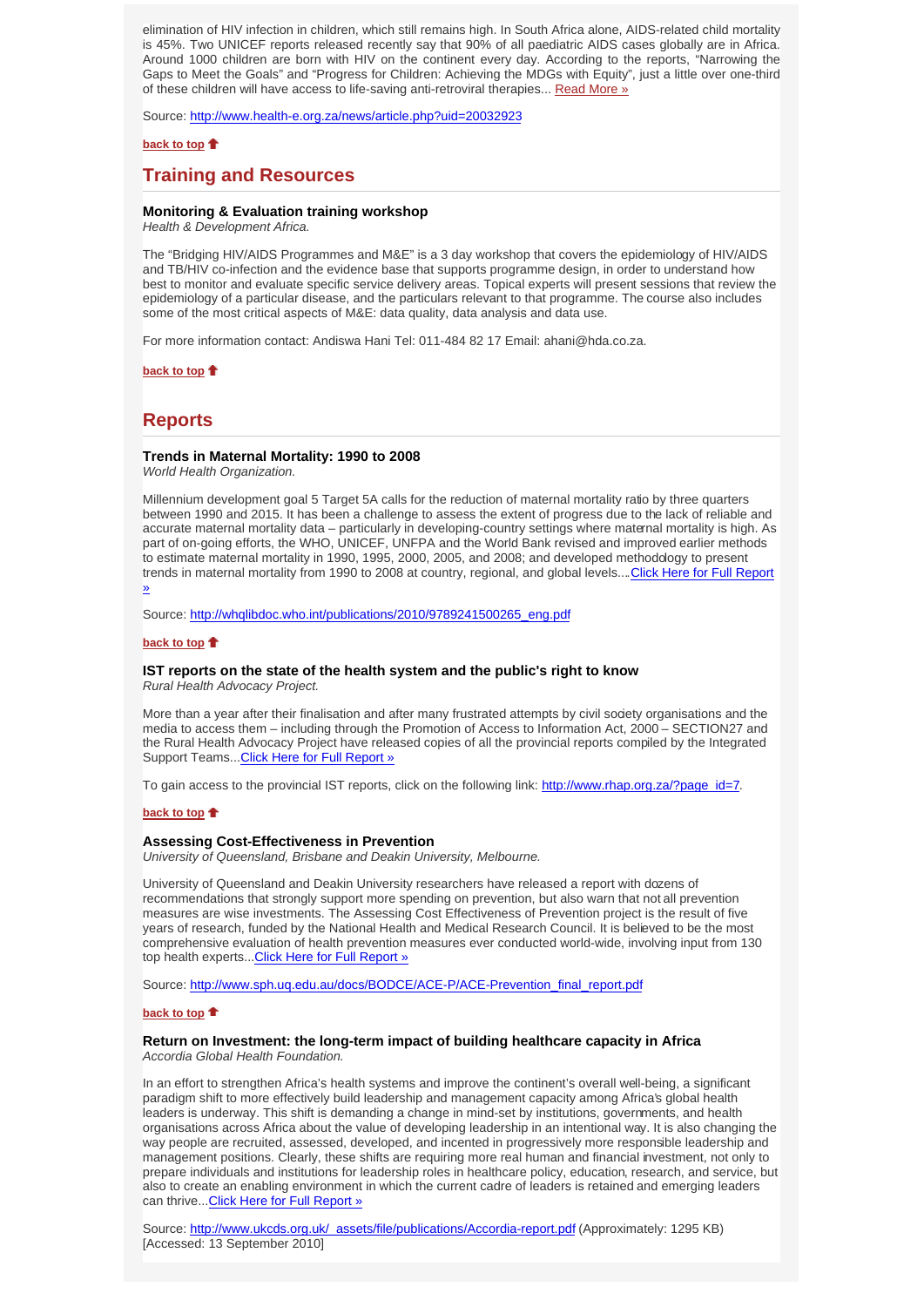elimination of HIV infection in children, which still remains high. In South Africa alone, AIDS-related child mortality is 45%. Two UNICEF reports released recently say that 90% of all paediatric AIDS cases globally are in Africa. Around 1000 children are born with HIV on the continent every day. According to the reports, "Narrowing the Gaps to Meet the Goals" and "Progress for Children: Achieving the MDGs with Equity", just a little over one-third of these children will have access to life-saving anti-retroviral therapies... Read More »

Source: http://www.health-e.org.za/news/article.php?uid=20032923

**back to top**

## Training and Resources

### Monitoring & Evaluation training workshop

*Health & Development Africa.*

The "Bridging HIV/AIDS Programmes and M&E" is a 3 day workshop that covers the epidemiology of HIV/AIDS and TB/HIV co-infection and the evidence base that supports programme design, in order to understand how best to monitor and evaluate specific service delivery areas. Topical experts will present sessions that review the epidemiology of a particular disease, and the particulars relevant to that programme. The course also includes some of the most critical aspects of M&E: data quality, data analysis and data use.

For more information contact: Andiswa Hani Tel: 011-484 82 17 Email: ahani@hda.co.za.

**back to top**

## Reports

### Trends in Maternal Mortality: 1990 to 2008

*World Health Organization.*

Millennium development goal 5 Target 5A calls for the reduction of maternal mortality ratio by three quarters between 1990 and 2015. It has been a challenge to assess the extent of progress due to the lack of reliable and accurate maternal mortality data – particularly in developing-country settings where maternal mortality is high. As part of on-going efforts, the WHO, UNICEF, UNFPA and the World Bank revised and improved earlier methods to estimate maternal mortality in 1990, 1995, 2000, 2005, and 2008; and developed methodology to present trends in maternal mortality from 1990 to 2008 at country, regional, and global levels....Click Here for Full Report »

Source: http://whqlibdoc.who.int/publications/2010/9789241500265_eng.pdf

**back to top**

### IST reports on the state of the health system and the public's right to know

*Rural Health Advocacy Project.*

More than a year after their finalisation and after many frustrated attempts by civil society organisations and the media to access them – including through the Promotion of Access to Information Act, 2000 – SECTION27 and the Rural Health Advocacy Project have released copies of all the provincial reports compiled by the Integrated Support Teams...Click Here for Full Report »

To gain access to the provincial IST reports, click on the following link: http://www.rhap.org.za/?page_id=7.

**back to top**

### Assessing Cost-Effectiveness in Prevention

*University of Queensland, Brisbane and Deakin University, Melbourne.*

University of Queensland and Deakin University researchers have released a report with dozens of recommendations that strongly support more spending on prevention, but also warn that not all prevention measures are wise investments. The Assessing Cost Effectiveness of Prevention project is the result of five years of research, funded by the National Health and Medical Research Council. It is believed to be the most comprehensive evaluation of health prevention measures ever conducted world-wide, involving input from 130 top health experts...Click Here for Full Report »

Source: http://www.sph.uq.edu.au/docs/BODCE/ACE-P/ACE-Prevention_final_report.pdf

**back to top**

### Return on Investment: the long-term impact of building healthcare capacity in Africa

*Accordia Global Health Foundation.*

In an effort to strengthen Africa's health systems and improve the continent's overall well-being, a significant paradigm shift to more effectively build leadership and management capacity among Africa's global health leaders is underway. This shift is demanding a change in mind-set by institutions, governments, and health organisations across Africa about the value of developing leadership in an intentional way. It is also changing the way people are recruited, assessed, developed, and incented in progressively more responsible leadership and management positions. Clearly, these shifts are requiring more real human and financial investment, not only to prepare individuals and institutions for leadership roles in healthcare policy, education, research, and service, but also to create an enabling environment in which the current cadre of leaders is retained and emerging leaders can thrive...Click Here for Full Report »

Source: http://www.ukcds.org.uk/_assets/file/publications/Accordia-report.pdf (Approximately: 1295 KB) [Accessed: 13 September 2010]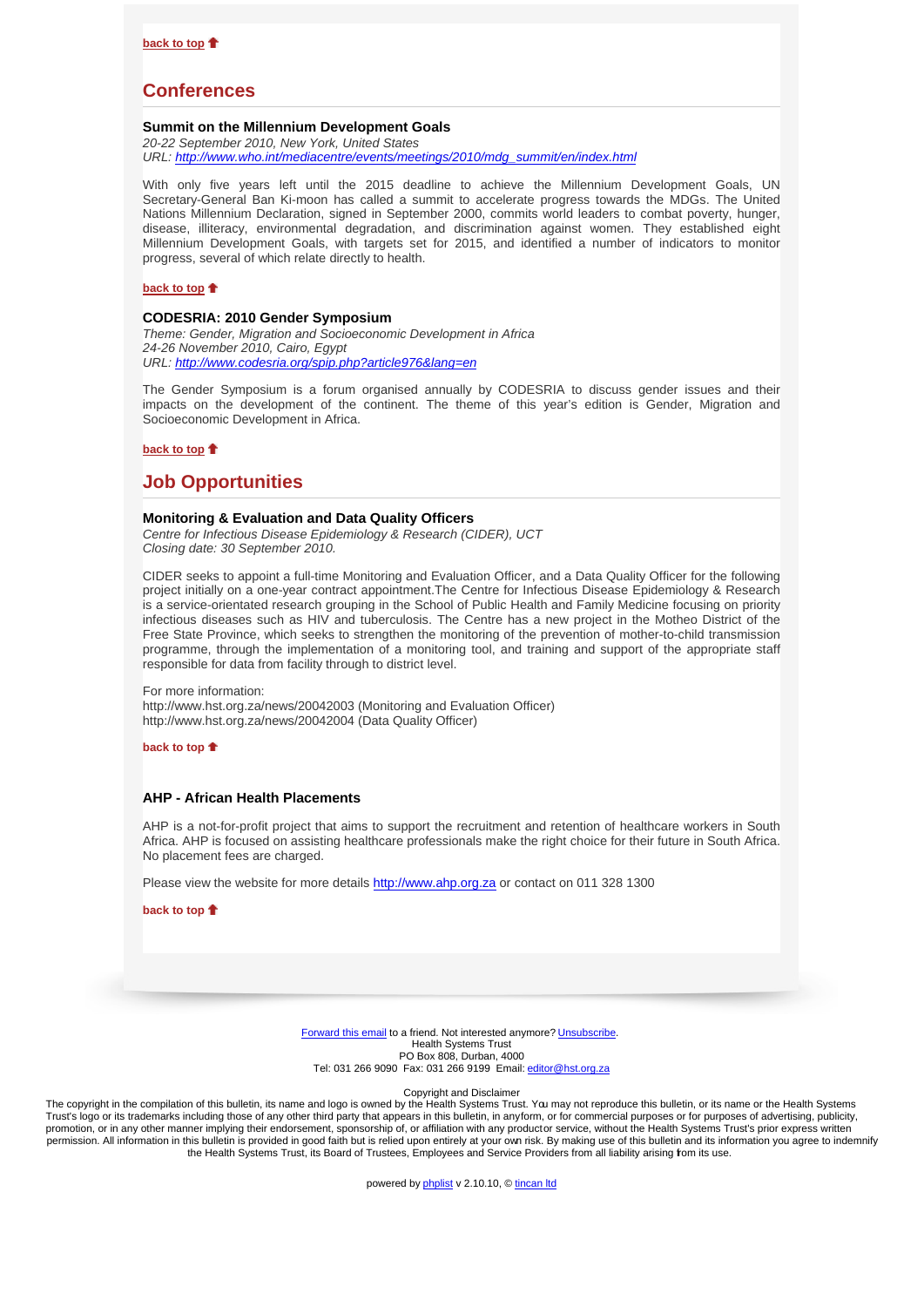**back to top**

## Conferences

### Summit on the Millennium Development Goals

*20-22 September 2010, New York, United States*
*URL: http://www.who.int/mediacentre/events/meetings/2010/mdg_summit/en/index.html*

With only five years left until the 2015 deadline to achieve the Millennium Development Goals, UN Secretary-General Ban Ki-moon has called a summit to accelerate progress towards the MDGs. The United Nations Millennium Declaration, signed in September 2000, commits world leaders to combat poverty, hunger, disease, illiteracy, environmental degradation, and discrimination against women. They established eight Millennium Development Goals, with targets set for 2015, and identified a number of indicators to monitor progress, several of which relate directly to health.

**back to top**

### CODESRIA: 2010 Gender Symposium

*Theme: Gender, Migration and Socioeconomic Development in Africa*
*24-26 November 2010, Cairo, Egypt*
*URL: http://www.codesria.org/spip.php?article976&lang=en*

The Gender Symposium is a forum organised annually by CODESRIA to discuss gender issues and their impacts on the development of the continent. The theme of this year's edition is Gender, Migration and Socioeconomic Development in Africa.

**back to top**

## Job Opportunities

### Monitoring & Evaluation and Data Quality Officers

*Centre for Infectious Disease Epidemiology & Research (CIDER), UCT*
*Closing date: 30 September 2010.*

CIDER seeks to appoint a full-time Monitoring and Evaluation Officer, and a Data Quality Officer for the following project initially on a one-year contract appointment.The Centre for Infectious Disease Epidemiology & Research is a service-orientated research grouping in the School of Public Health and Family Medicine focusing on priority infectious diseases such as HIV and tuberculosis. The Centre has a new project in the Motheo District of the Free State Province, which seeks to strengthen the monitoring of the prevention of mother-to-child transmission programme, through the implementation of a monitoring tool, and training and support of the appropriate staff responsible for data from facility through to district level.

For more information:
http://www.hst.org.za/news/20042003 (Monitoring and Evaluation Officer)
http://www.hst.org.za/news/20042004 (Data Quality Officer)

**back to top**

### AHP - African Health Placements

AHP is a not-for-profit project that aims to support the recruitment and retention of healthcare workers in South Africa. AHP is focused on assisting healthcare professionals make the right choice for their future in South Africa. No placement fees are charged.

Please view the website for more details http://www.ahp.org.za or contact on 011 328 1300

**back to top**

Forward this email to a friend. Not interested anymore? Unsubscribe.
Health Systems Trust
PO Box 808, Durban, 4000
Tel: 031 266 9090 Fax: 031 266 9199 Email: editor@hst.org.za

Copyright and Disclaimer
The copyright in the compilation of this bulletin, its name and logo is owned by the Health Systems Trust. You may not reproduce this bulletin, or its name or the Health Systems Trust's logo or its trademarks including those of any other third party that appears in this bulletin, in any form, or for commercial purposes or for purposes of advertising, publicity, promotion, or in any other manner implying their endorsement, sponsorship of, or affiliation with any product or service, without the Health Systems Trust's prior express written permission. All information in this bulletin is provided in good faith but is relied upon entirely at your own risk. By making use of this bulletin and its information you agree to indemnify the Health Systems Trust, its Board of Trustees, Employees and Service Providers from all liability arising from its use.

powered by phplist v 2.10.10, © tincan ltd